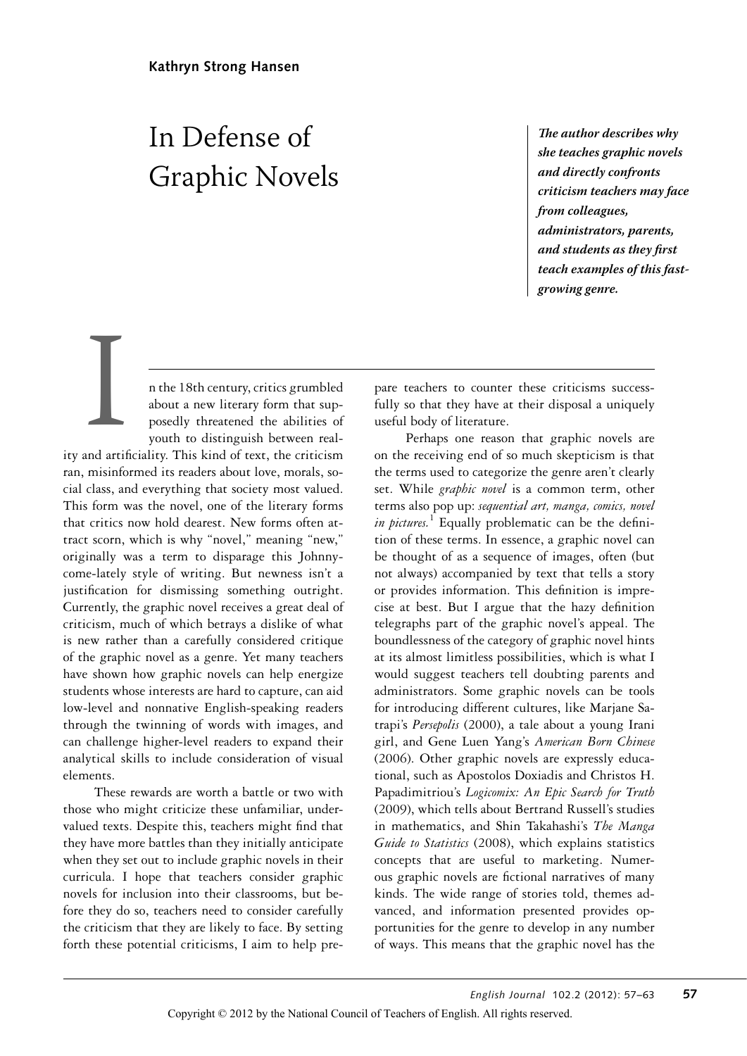**Kathryn Strong Hansen**

# In Defense of Graphic Novels

***The author describes why she teaches graphic novels and directly confronts criticism teachers may face from colleagues, administrators, parents, and students as they first teach examples of this fast-growing genre.***

In the 18th century, critics grumbled about a new literary form that supposedly threatened the abilities of youth to distinguish between reality and artificiality. This kind of text, the criticism ran, misinformed its readers about love, morals, social class, and everything that society most valued. This form was the novel, one of the literary forms that critics now hold dearest. New forms often attract scorn, which is why "novel," meaning "new," originally was a term to disparage this Johnny-come-lately style of writing. But newness isn't a justification for dismissing something outright. Currently, the graphic novel receives a great deal of criticism, much of which betrays a dislike of what is new rather than a carefully considered critique of the graphic novel as a genre. Yet many teachers have shown how graphic novels can help energize students whose interests are hard to capture, can aid low-level and nonnative English-speaking readers through the twinning of words with images, and can challenge higher-level readers to expand their analytical skills to include consideration of visual elements.

These rewards are worth a battle or two with those who might criticize these unfamiliar, undervalued texts. Despite this, teachers might find that they have more battles than they initially anticipate when they set out to include graphic novels in their curricula. I hope that teachers consider graphic novels for inclusion into their classrooms, but before they do so, teachers need to consider carefully the criticism that they are likely to face. By setting forth these potential criticisms, I aim to help prepare teachers to counter these criticisms successfully so that they have at their disposal a uniquely useful body of literature.

Perhaps one reason that graphic novels are on the receiving end of so much skepticism is that the terms used to categorize the genre aren't clearly set. While *graphic novel* is a common term, other terms also pop up: *sequential art, manga, comics, novel in pictures.*[1] Equally problematic can be the definition of these terms. In essence, a graphic novel can be thought of as a sequence of images, often (but not always) accompanied by text that tells a story or provides information. This definition is imprecise at best. But I argue that the hazy definition telegraphs part of the graphic novel's appeal. The boundlessness of the category of graphic novel hints at its almost limitless possibilities, which is what I would suggest teachers tell doubting parents and administrators. Some graphic novels can be tools for introducing different cultures, like Marjane Satrapi's *Persepolis* (2000), a tale about a young Irani girl, and Gene Luen Yang's *American Born Chinese* (2006). Other graphic novels are expressly educational, such as Apostolos Doxiadis and Christos H. Papadimitriou's *Logicomix: An Epic Search for Truth* (2009), which tells about Bertrand Russell's studies in mathematics, and Shin Takahashi's *The Manga Guide to Statistics* (2008), which explains statistics concepts that are useful to marketing. Numerous graphic novels are fictional narratives of many kinds. The wide range of stories told, themes advanced, and information presented provides opportunities for the genre to develop in any number of ways. This means that the graphic novel has the

Copyright © 2012 by the National Council of Teachers of English. All rights reserved.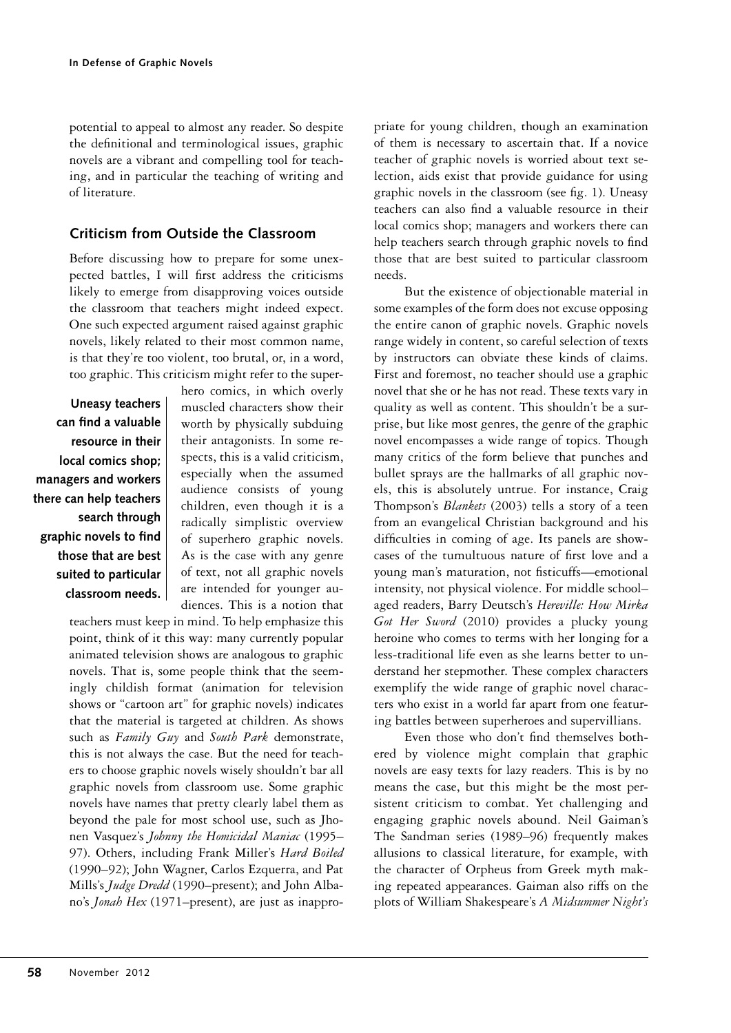potential to appeal to almost any reader. So despite the definitional and terminological issues, graphic novels are a vibrant and compelling tool for teaching, and in particular the teaching of writing and of literature.

## Criticism from Outside the Classroom

Before discussing how to prepare for some unexpected battles, I will first address the criticisms likely to emerge from disapproving voices outside the classroom that teachers might indeed expect. One such expected argument raised against graphic novels, likely related to their most common name, is that they're too violent, too brutal, or, in a word, too graphic. This criticism might refer to the superhero comics, in which overly muscled characters show their worth by physically subduing their antagonists. In some respects, this is a valid criticism, especially when the assumed audience consists of young children, even though it is a radically simplistic overview of superhero graphic novels. As is the case with any genre of text, not all graphic novels are intended for younger audiences. This is a notion that teachers must keep in mind. To help emphasize this point, think of it this way: many currently popular animated television shows are analogous to graphic novels. That is, some people think that the seemingly childish format (animation for television shows or "cartoon art" for graphic novels) indicates that the material is targeted at children. As shows such as *Family Guy* and *South Park* demonstrate, this is not always the case. But the need for teachers to choose graphic novels wisely shouldn't bar all graphic novels from classroom use. Some graphic novels have names that pretty clearly label them as beyond the pale for most school use, such as Jhonen Vasquez's *Johnny the Homicidal Maniac* (1995–97). Others, including Frank Miller's *Hard Boiled* (1990–92); John Wagner, Carlos Ezquerra, and Pat Mills's *Judge Dredd* (1990–present); and John Albano's *Jonah Hex* (1971–present), are just as inappropriate for young children, though an examination of them is necessary to ascertain that. If a novice teacher of graphic novels is worried about text selection, aids exist that provide guidance for using graphic novels in the classroom (see fig. 1). Uneasy teachers can also find a valuable resource in their local comics shop; managers and workers there can help teachers search through graphic novels to find those that are best suited to particular classroom needs.

**Uneasy teachers can find a valuable resource in their local comics shop; managers and workers there can help teachers search through graphic novels to find those that are best suited to particular classroom needs.**

But the existence of objectionable material in some examples of the form does not excuse opposing the entire canon of graphic novels. Graphic novels range widely in content, so careful selection of texts by instructors can obviate these kinds of claims. First and foremost, no teacher should use a graphic novel that she or he has not read. These texts vary in quality as well as content. This shouldn't be a surprise, but like most genres, the genre of the graphic novel encompasses a wide range of topics. Though many critics of the form believe that punches and bullet sprays are the hallmarks of all graphic novels, this is absolutely untrue. For instance, Craig Thompson's *Blankets* (2003) tells a story of a teen from an evangelical Christian background and his difficulties in coming of age. Its panels are showcases of the tumultuous nature of first love and a young man's maturation, not fisticuffs—emotional intensity, not physical violence. For middle school–aged readers, Barry Deutsch's *Hereville: How Mirka Got Her Sword* (2010) provides a plucky young heroine who comes to terms with her longing for a less-traditional life even as she learns better to understand her stepmother. These complex characters exemplify the wide range of graphic novel characters who exist in a world far apart from one featuring battles between superheroes and supervillians.

Even those who don't find themselves bothered by violence might complain that graphic novels are easy texts for lazy readers. This is by no means the case, but this might be the most persistent criticism to combat. Yet challenging and engaging graphic novels abound. Neil Gaiman's The Sandman series (1989–96) frequently makes allusions to classical literature, for example, with the character of Orpheus from Greek myth making repeated appearances. Gaiman also riffs on the plots of William Shakespeare's *A Midsummer Night's*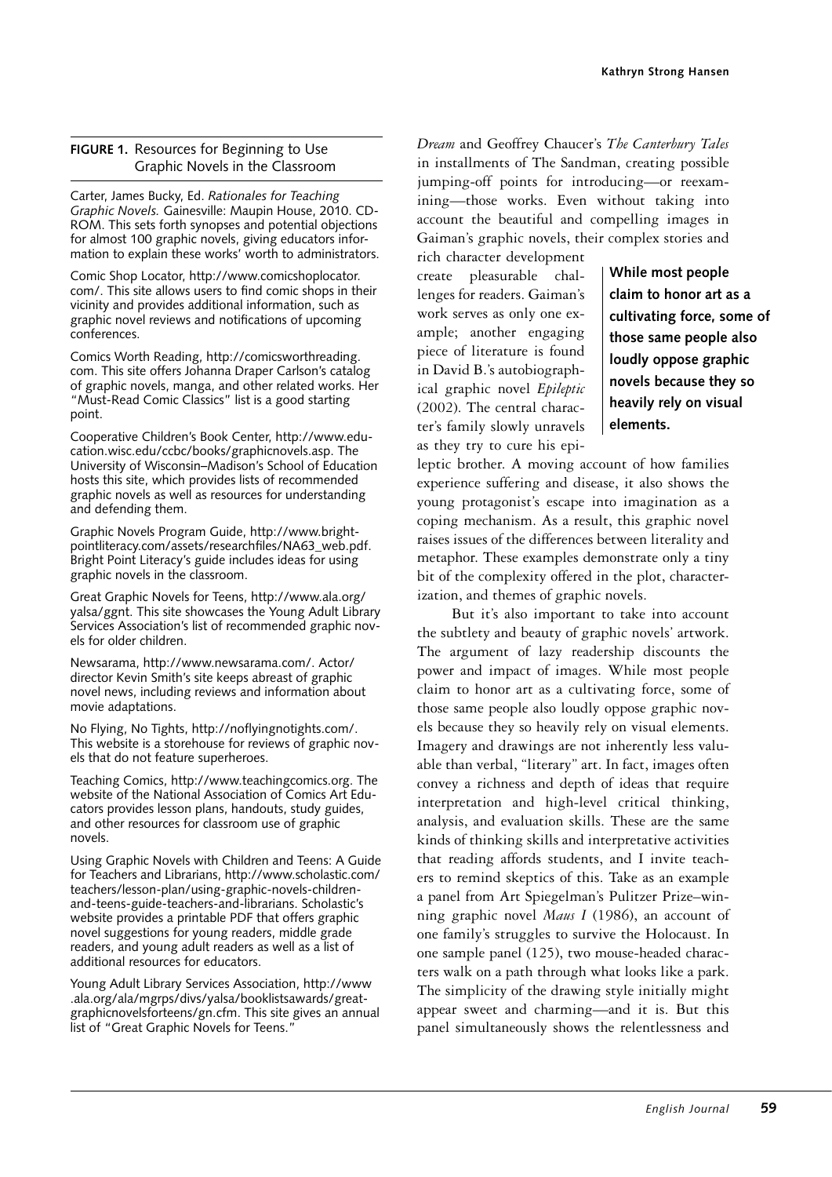**FIGURE 1.** Resources for Beginning to Use Graphic Novels in the Classroom

Carter, James Bucky, Ed. *Rationales for Teaching Graphic Novels.* Gainesville: Maupin House, 2010. CD-ROM. This sets forth synopses and potential objections for almost 100 graphic novels, giving educators information to explain these works' worth to administrators.

Comic Shop Locator, http://www.comicshoplocator.com/. This site allows users to find comic shops in their vicinity and provides additional information, such as graphic novel reviews and notifications of upcoming conferences.

Comics Worth Reading, http://comicsworthreading.com. This site offers Johanna Draper Carlson's catalog of graphic novels, manga, and other related works. Her "Must-Read Comic Classics" list is a good starting point.

Cooperative Children's Book Center, http://www.education.wisc.edu/ccbc/books/graphicnovels.asp. The University of Wisconsin–Madison's School of Education hosts this site, which provides lists of recommended graphic novels as well as resources for understanding and defending them.

Graphic Novels Program Guide, http://www.brightpointliteracy.com/assets/researchfiles/NA63_web.pdf. Bright Point Literacy's guide includes ideas for using graphic novels in the classroom.

Great Graphic Novels for Teens, http://www.ala.org/yalsa/ggnt. This site showcases the Young Adult Library Services Association's list of recommended graphic novels for older children.

Newsarama, http://www.newsarama.com/. Actor/director Kevin Smith's site keeps abreast of graphic novel news, including reviews and information about movie adaptations.

No Flying, No Tights, http://noflyingnotights.com/. This website is a storehouse for reviews of graphic novels that do not feature superheroes.

Teaching Comics, http://www.teachingcomics.org. The website of the National Association of Comics Art Educators provides lesson plans, handouts, study guides, and other resources for classroom use of graphic novels.

Using Graphic Novels with Children and Teens: A Guide for Teachers and Librarians, http://www.scholastic.com/teachers/lesson-plan/using-graphic-novels-children-and-teens-guide-teachers-and-librarians. Scholastic's website provides a printable PDF that offers graphic novel suggestions for young readers, middle grade readers, and young adult readers as well as a list of additional resources for educators.

Young Adult Library Services Association, http://www.ala.org/ala/mgrps/divs/yalsa/booklistsawards/greatgraphicnovelsforteens/gn.cfm. This site gives an annual list of "Great Graphic Novels for Teens."

*Dream* and Geoffrey Chaucer's *The Canterbury Tales* in installments of The Sandman, creating possible jumping-off points for introducing—or reexamining—those works. Even without taking into account the beautiful and compelling images in Gaiman's graphic novels, their complex stories and rich character development create pleasurable challenges for readers. Gaiman's work serves as only one example; another engaging piece of literature is found in David B.'s autobiographical graphic novel *Epileptic* (2002). The central character's family slowly unravels as they try to cure his epileptic brother. A moving account of how families experience suffering and disease, it also shows the young protagonist's escape into imagination as a coping mechanism. As a result, this graphic novel raises issues of the differences between literality and metaphor. These examples demonstrate only a tiny bit of the complexity offered in the plot, characterization, and themes of graphic novels.

**While most people claim to honor art as a cultivating force, some of those same people also loudly oppose graphic novels because they so heavily rely on visual elements.**

But it's also important to take into account the subtlety and beauty of graphic novels' artwork. The argument of lazy readership discounts the power and impact of images. While most people claim to honor art as a cultivating force, some of those same people also loudly oppose graphic novels because they so heavily rely on visual elements. Imagery and drawings are not inherently less valuable than verbal, "literary" art. In fact, images often convey a richness and depth of ideas that require interpretation and high-level critical thinking, analysis, and evaluation skills. These are the same kinds of thinking skills and interpretative activities that reading affords students, and I invite teachers to remind skeptics of this. Take as an example a panel from Art Spiegelman's Pulitzer Prize–winning graphic novel *Maus I* (1986), an account of one family's struggles to survive the Holocaust. In one sample panel (125), two mouse-headed characters walk on a path through what looks like a park. The simplicity of the drawing style initially might appear sweet and charming—and it is. But this panel simultaneously shows the relentlessness and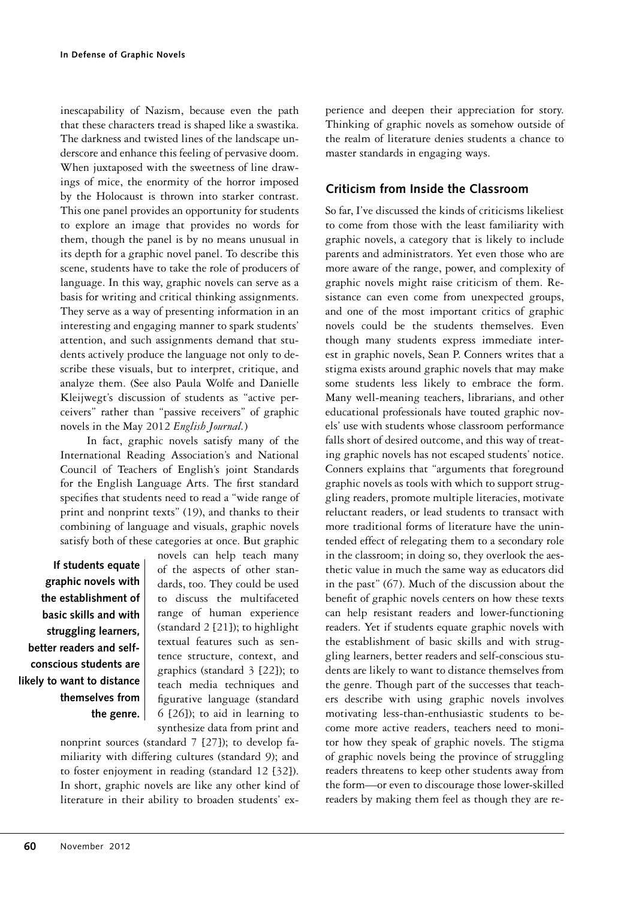inescapability of Nazism, because even the path that these characters tread is shaped like a swastika. The darkness and twisted lines of the landscape underscore and enhance this feeling of pervasive doom. When juxtaposed with the sweetness of line drawings of mice, the enormity of the horror imposed by the Holocaust is thrown into starker contrast. This one panel provides an opportunity for students to explore an image that provides no words for them, though the panel is by no means unusual in its depth for a graphic novel panel. To describe this scene, students have to take the role of producers of language. In this way, graphic novels can serve as a basis for writing and critical thinking assignments. They serve as a way of presenting information in an interesting and engaging manner to spark students' attention, and such assignments demand that students actively produce the language not only to describe these visuals, but to interpret, critique, and analyze them. (See also Paula Wolfe and Danielle Kleijwegt's discussion of students as "active perceivers" rather than "passive receivers" of graphic novels in the May 2012 *English Journal.*)

In fact, graphic novels satisfy many of the International Reading Association's and National Council of Teachers of English's joint Standards for the English Language Arts. The first standard specifies that students need to read a "wide range of print and nonprint texts" (19), and thanks to their combining of language and visuals, graphic novels satisfy both of these categories at once. But graphic novels can help teach many of the aspects of other standards, too. They could be used to discuss the multifaceted range of human experience (standard 2 [21]); to highlight textual features such as sentence structure, context, and graphics (standard 3 [22]); to teach media techniques and figurative language (standard 6 [26]); to aid in learning to synthesize data from print and nonprint sources (standard 7 [27]); to develop familiarity with differing cultures (standard 9); and to foster enjoyment in reading (standard 12 [32]). In short, graphic novels are like any other kind of literature in their ability to broaden students' experience and deepen their appreciation for story. Thinking of graphic novels as somehow outside of the realm of literature denies students a chance to master standards in engaging ways.

**If students equate graphic novels with the establishment of basic skills and with struggling learners, better readers and self-conscious students are likely to want to distance themselves from the genre.**

## Criticism from Inside the Classroom

So far, I've discussed the kinds of criticisms likeliest to come from those with the least familiarity with graphic novels, a category that is likely to include parents and administrators. Yet even those who are more aware of the range, power, and complexity of graphic novels might raise criticism of them. Resistance can even come from unexpected groups, and one of the most important critics of graphic novels could be the students themselves. Even though many students express immediate interest in graphic novels, Sean P. Conners writes that a stigma exists around graphic novels that may make some students less likely to embrace the form. Many well-meaning teachers, librarians, and other educational professionals have touted graphic novels' use with students whose classroom performance falls short of desired outcome, and this way of treating graphic novels has not escaped students' notice. Conners explains that "arguments that foreground graphic novels as tools with which to support struggling readers, promote multiple literacies, motivate reluctant readers, or lead students to transact with more traditional forms of literature have the unintended effect of relegating them to a secondary role in the classroom; in doing so, they overlook the aesthetic value in much the same way as educators did in the past" (67). Much of the discussion about the benefit of graphic novels centers on how these texts can help resistant readers and lower-functioning readers. Yet if students equate graphic novels with the establishment of basic skills and with struggling learners, better readers and self-conscious students are likely to want to distance themselves from the genre. Though part of the successes that teachers describe with using graphic novels involves motivating less-than-enthusiastic students to become more active readers, teachers need to monitor how they speak of graphic novels. The stigma of graphic novels being the province of struggling readers threatens to keep other students away from the form—or even to discourage those lower-skilled readers by making them feel as though they are re-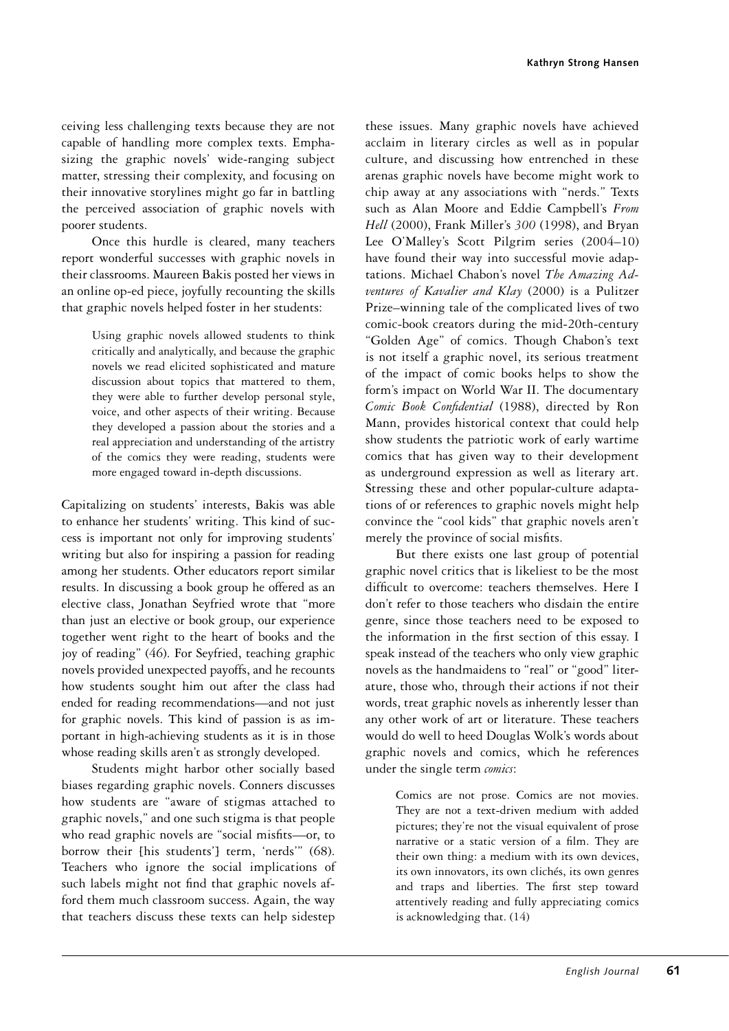ceiving less challenging texts because they are not capable of handling more complex texts. Emphasizing the graphic novels' wide-ranging subject matter, stressing their complexity, and focusing on their innovative storylines might go far in battling the perceived association of graphic novels with poorer students.

Once this hurdle is cleared, many teachers report wonderful successes with graphic novels in their classrooms. Maureen Bakis posted her views in an online op-ed piece, joyfully recounting the skills that graphic novels helped foster in her students:

> Using graphic novels allowed students to think critically and analytically, and because the graphic novels we read elicited sophisticated and mature discussion about topics that mattered to them, they were able to further develop personal style, voice, and other aspects of their writing. Because they developed a passion about the stories and a real appreciation and understanding of the artistry of the comics they were reading, students were more engaged toward in-depth discussions.

Capitalizing on students' interests, Bakis was able to enhance her students' writing. This kind of success is important not only for improving students' writing but also for inspiring a passion for reading among her students. Other educators report similar results. In discussing a book group he offered as an elective class, Jonathan Seyfried wrote that "more than just an elective or book group, our experience together went right to the heart of books and the joy of reading" (46). For Seyfried, teaching graphic novels provided unexpected payoffs, and he recounts how students sought him out after the class had ended for reading recommendations—and not just for graphic novels. This kind of passion is as important in high-achieving students as it is in those whose reading skills aren't as strongly developed.

Students might harbor other socially based biases regarding graphic novels. Conners discusses how students are "aware of stigmas attached to graphic novels," and one such stigma is that people who read graphic novels are "social misfits—or, to borrow their [his students'] term, 'nerds'" (68). Teachers who ignore the social implications of such labels might not find that graphic novels afford them much classroom success. Again, the way that teachers discuss these texts can help sidestep these issues. Many graphic novels have achieved acclaim in literary circles as well as in popular culture, and discussing how entrenched in these arenas graphic novels have become might work to chip away at any associations with "nerds." Texts such as Alan Moore and Eddie Campbell's *From Hell* (2000), Frank Miller's *300* (1998), and Bryan Lee O'Malley's Scott Pilgrim series (2004–10) have found their way into successful movie adaptations. Michael Chabon's novel *The Amazing Adventures of Kavalier and Klay* (2000) is a Pulitzer Prize–winning tale of the complicated lives of two comic-book creators during the mid-20th-century "Golden Age" of comics. Though Chabon's text is not itself a graphic novel, its serious treatment of the impact of comic books helps to show the form's impact on World War II. The documentary *Comic Book Confidential* (1988), directed by Ron Mann, provides historical context that could help show students the patriotic work of early wartime comics that has given way to their development as underground expression as well as literary art. Stressing these and other popular-culture adaptations of or references to graphic novels might help convince the "cool kids" that graphic novels aren't merely the province of social misfits.

But there exists one last group of potential graphic novel critics that is likeliest to be the most difficult to overcome: teachers themselves. Here I don't refer to those teachers who disdain the entire genre, since those teachers need to be exposed to the information in the first section of this essay. I speak instead of the teachers who only view graphic novels as the handmaidens to "real" or "good" literature, those who, through their actions if not their words, treat graphic novels as inherently lesser than any other work of art or literature. These teachers would do well to heed Douglas Wolk's words about graphic novels and comics, which he references under the single term *comics*:

> Comics are not prose. Comics are not movies. They are not a text-driven medium with added pictures; they're not the visual equivalent of prose narrative or a static version of a film. They are their own thing: a medium with its own devices, its own innovators, its own clichés, its own genres and traps and liberties. The first step toward attentively reading and fully appreciating comics is acknowledging that. (14)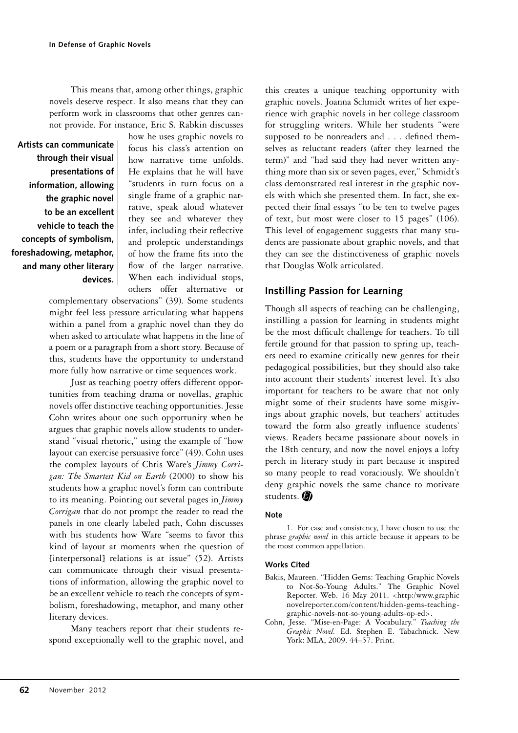This means that, among other things, graphic novels deserve respect. It also means that they can perform work in classrooms that other genres cannot provide. For instance, Eric S. Rabkin discusses how he uses graphic novels to focus his class's attention on how narrative time unfolds. He explains that he will have "students in turn focus on a single frame of a graphic narrative, speak aloud whatever they see and whatever they infer, including their reflective and proleptic understandings of how the frame fits into the flow of the larger narrative. When each individual stops, others offer alternative or complementary observations" (39). Some students might feel less pressure articulating what happens within a panel from a graphic novel than they do when asked to articulate what happens in the line of a poem or a paragraph from a short story. Because of this, students have the opportunity to understand more fully how narrative or time sequences work.

**Artists can communicate through their visual presentations of information, allowing the graphic novel to be an excellent vehicle to teach the concepts of symbolism, foreshadowing, metaphor, and many other literary devices.**

Just as teaching poetry offers different opportunities from teaching drama or novellas, graphic novels offer distinctive teaching opportunities. Jesse Cohn writes about one such opportunity when he argues that graphic novels allow students to understand "visual rhetoric," using the example of "how layout can exercise persuasive force" (49). Cohn uses the complex layouts of Chris Ware's *Jimmy Corrigan: The Smartest Kid on Earth* (2000) to show his students how a graphic novel's form can contribute to its meaning. Pointing out several pages in *Jimmy Corrigan* that do not prompt the reader to read the panels in one clearly labeled path, Cohn discusses with his students how Ware "seems to favor this kind of layout at moments when the question of [interpersonal] relations is at issue" (52). Artists can communicate through their visual presentations of information, allowing the graphic novel to be an excellent vehicle to teach the concepts of symbolism, foreshadowing, metaphor, and many other literary devices.

Many teachers report that their students respond exceptionally well to the graphic novel, and this creates a unique teaching opportunity with graphic novels. Joanna Schmidt writes of her experience with graphic novels in her college classroom for struggling writers. While her students "were supposed to be nonreaders and . . . defined themselves as reluctant readers (after they learned the term)" and "had said they had never written anything more than six or seven pages, ever," Schmidt's class demonstrated real interest in the graphic novels with which she presented them. In fact, she expected their final essays "to be ten to twelve pages of text, but most were closer to 15 pages" (106). This level of engagement suggests that many students are passionate about graphic novels, and that they can see the distinctiveness of graphic novels that Douglas Wolk articulated.

## Instilling Passion for Learning

Though all aspects of teaching can be challenging, instilling a passion for learning in students might be the most difficult challenge for teachers. To till fertile ground for that passion to spring up, teachers need to examine critically new genres for their pedagogical possibilities, but they should also take into account their students' interest level. It's also important for teachers to be aware that not only might some of their students have some misgivings about graphic novels, but teachers' attitudes toward the form also greatly influence students' views. Readers became passionate about novels in the 18th century, and now the novel enjoys a lofty perch in literary study in part because it inspired so many people to read voraciously. We shouldn't deny graphic novels the same chance to motivate students.

#### Note

1. For ease and consistency, I have chosen to use the phrase *graphic novel* in this article because it appears to be the most common appellation.

#### Works Cited

Bakis, Maureen. "Hidden Gems: Teaching Graphic Novels to Not-So-Young Adults." The Graphic Novel Reporter. Web. 16 May 2011. <http:/www.graphicnovelreporter.com/content/hidden-gems-teaching-graphic-novels-not-so-young-adults-op-ed>.

Cohn, Jesse. "Mise-en-Page: A Vocabulary." *Teaching the Graphic Novel.* Ed. Stephen E. Tabachnick. New York: MLA, 2009. 44–57. Print.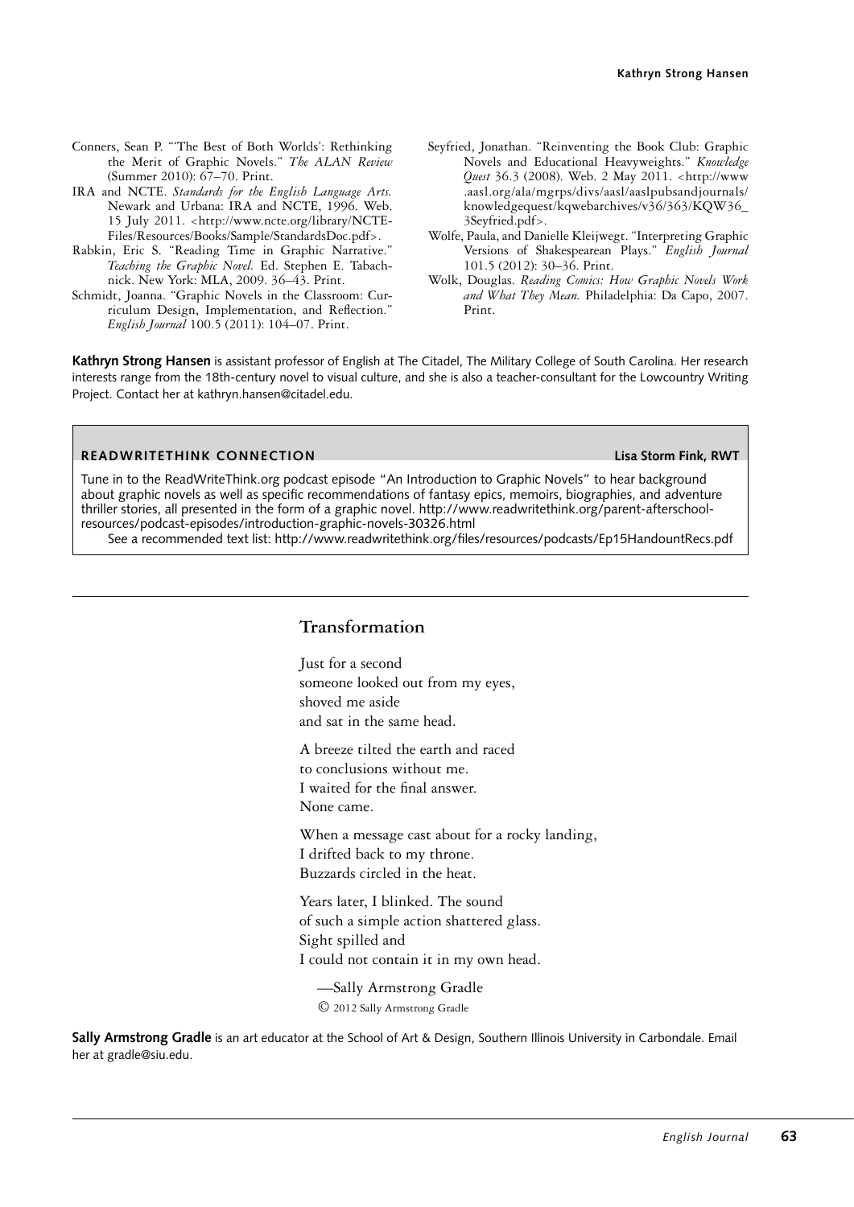Conners, Sean P. "'The Best of Both Worlds': Rethinking the Merit of Graphic Novels." *The ALAN Review* (Summer 2010): 67–70. Print.

IRA and NCTE. *Standards for the English Language Arts.* Newark and Urbana: IRA and NCTE, 1996. Web. 15 July 2011. <http://www.ncte.org/library/NCTE-Files/Resources/Books/Sample/StandardsDoc.pdf>.

Rabkin, Eric S. "Reading Time in Graphic Narrative." *Teaching the Graphic Novel.* Ed. Stephen E. Tabachnick. New York: MLA, 2009. 36–43. Print.

Schmidt, Joanna. "Graphic Novels in the Classroom: Curriculum Design, Implementation, and Reflection." *English Journal* 100.5 (2011): 104–07. Print.

Seyfried, Jonathan. "Reinventing the Book Club: Graphic Novels and Educational Heavyweights." *Knowledge Quest* 36.3 (2008). Web. 2 May 2011. <http://www.aasl.org/ala/mgrps/divs/aasl/aaslpubsandjournals/knowledgequest/kqwebarchives/v36/363/KQW36_3Seyfried.pdf>.

Wolfe, Paula, and Danielle Kleijwegt. "Interpreting Graphic Versions of Shakespearean Plays." *English Journal* 101.5 (2012): 30–36. Print.

Wolk, Douglas. *Reading Comics: How Graphic Novels Work and What They Mean.* Philadelphia: Da Capo, 2007. Print.

**Kathryn Strong Hansen** is assistant professor of English at The Citadel, The Military College of South Carolina. Her research interests range from the 18th-century novel to visual culture, and she is also a teacher-consultant for the Lowcountry Writing Project. Contact her at kathryn.hansen@citadel.edu.

**READWRITETHINK CONNECTION** — **Lisa Storm Fink, RWT**

Tune in to the ReadWriteThink.org podcast episode "An Introduction to Graphic Novels" to hear background about graphic novels as well as specific recommendations of fantasy epics, memoirs, biographies, and adventure thriller stories, all presented in the form of a graphic novel. http://www.readwritethink.org/parent-afterschool-resources/podcast-episodes/introduction-graphic-novels-30326.html

See a recommended text list: http://www.readwritethink.org/files/resources/podcasts/Ep15HandountRecs.pdf

## Transformation

Just for a second
someone looked out from my eyes,
shoved me aside
and sat in the same head.

A breeze tilted the earth and raced
to conclusions without me.
I waited for the final answer.
None came.

When a message cast about for a rocky landing,
I drifted back to my throne.
Buzzards circled in the heat.

Years later, I blinked. The sound
of such a simple action shattered glass.
Sight spilled and
I could not contain it in my own head.

—Sally Armstrong Gradle

© 2012 Sally Armstrong Gradle

**Sally Armstrong Gradle** is an art educator at the School of Art & Design, Southern Illinois University in Carbondale. Email her at gradle@siu.edu.